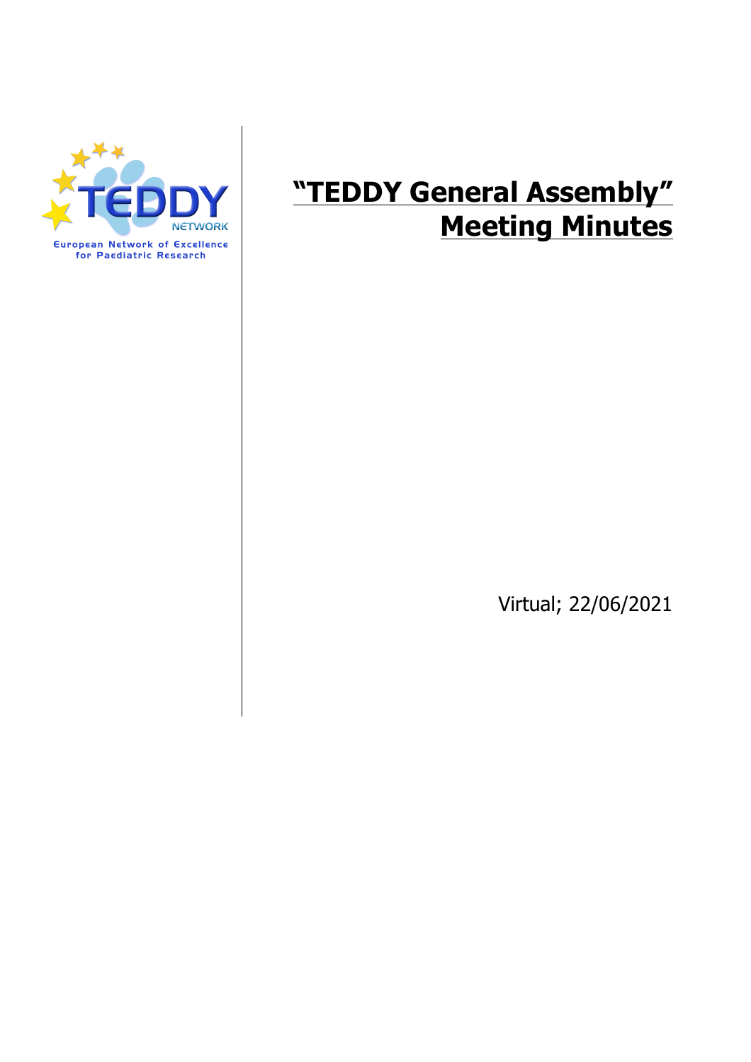TEDDY NETWORK

European Network of Excellence for Paediatric Research

# "TEDDY General Assembly" Meeting Minutes

Virtual; 22/06/2021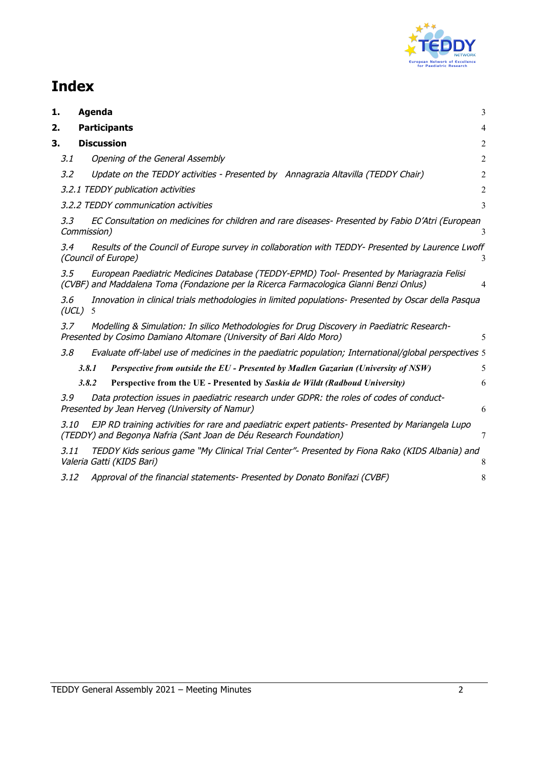# Index

1. **Agenda** 3
2. **Participants** 4
3. **Discussion** 2

*3.1 Opening of the General Assembly* 2

*3.2 Update on the TEDDY activities - Presented by Annagrazia Altavilla (TEDDY Chair)* 2

*3.2.1 TEDDY publication activities* 2

*3.2.2 TEDDY communication activities* 3

*3.3 EC Consultation on medicines for children and rare diseases- Presented by Fabio D'Atri (European Commission)* 3

*3.4 Results of the Council of Europe survey in collaboration with TEDDY- Presented by Laurence Lwoff (Council of Europe)* 3

*3.5 European Paediatric Medicines Database (TEDDY-EPMD) Tool- Presented by Mariagrazia Felisi (CVBF) and Maddalena Toma (Fondazione per la Ricerca Farmacologica Gianni Benzi Onlus)* 4

*3.6 Innovation in clinical trials methodologies in limited populations- Presented by Oscar della Pasqua (UCL)* 5

*3.7 Modelling & Simulation: In silico Methodologies for Drug Discovery in Paediatric Research- Presented by Cosimo Damiano Altomare (University of Bari Aldo Moro)* 5

*3.8 Evaluate off-label use of medicines in the paediatric population; International/global perspectives* 5

***3.8.1 Perspective from outside the EU - Presented by Madlen Gazarian (University of NSW)*** 5

**3.8.2 Perspective from the UE - Presented by *Saskia de Wildt (Radboud University)*** 6

*3.9 Data protection issues in paediatric research under GDPR: the roles of codes of conduct- Presented by Jean Herveg (University of Namur)* 6

*3.10 EJP RD training activities for rare and paediatric expert patients- Presented by Mariangela Lupo (TEDDY) and Begonya Nafria (Sant Joan de Déu Research Foundation)* 7

*3.11 TEDDY Kids serious game "My Clinical Trial Center"- Presented by Fiona Rako (KIDS Albania) and Valeria Gatti (KIDS Bari)* 8

*3.12 Approval of the financial statements- Presented by Donato Bonifazi (CVBF)* 8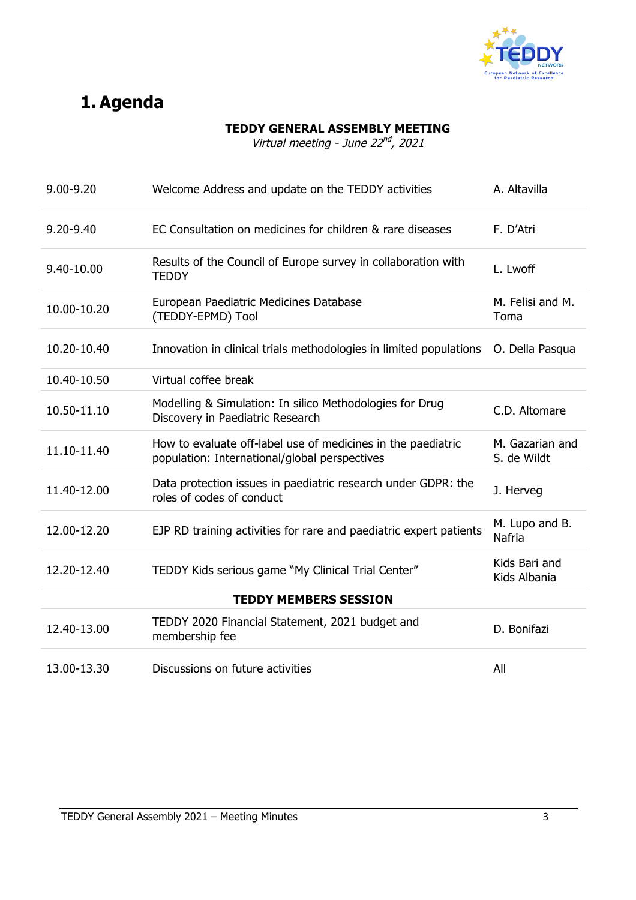# 1. Agenda

**TEDDY GENERAL ASSEMBLY MEETING**

*Virtual meeting - June 22nd, 2021*

| | | |
|---|---|---|
| 9.00-9.20 | Welcome Address and update on the TEDDY activities | A. Altavilla |
| 9.20-9.40 | EC Consultation on medicines for children & rare diseases | F. D'Atri |
| 9.40-10.00 | Results of the Council of Europe survey in collaboration with TEDDY | L. Lwoff |
| 10.00-10.20 | European Paediatric Medicines Database (TEDDY-EPMD) Tool | M. Felisi and M. Toma |
| 10.20-10.40 | Innovation in clinical trials methodologies in limited populations | O. Della Pasqua |
| 10.40-10.50 | Virtual coffee break | |
| 10.50-11.10 | Modelling & Simulation: In silico Methodologies for Drug Discovery in Paediatric Research | C.D. Altomare |
| 11.10-11.40 | How to evaluate off-label use of medicines in the paediatric population: International/global perspectives | M. Gazarian and S. de Wildt |
| 11.40-12.00 | Data protection issues in paediatric research under GDPR: the roles of codes of conduct | J. Herveg |
| 12.00-12.20 | EJP RD training activities for rare and paediatric expert patients | M. Lupo and B. Nafria |
| 12.20-12.40 | TEDDY Kids serious game "My Clinical Trial Center" | Kids Bari and Kids Albania |
| | **TEDDY MEMBERS SESSION** | |
| 12.40-13.00 | TEDDY 2020 Financial Statement, 2021 budget and membership fee | D. Bonifazi |
| 13.00-13.30 | Discussions on future activities | All |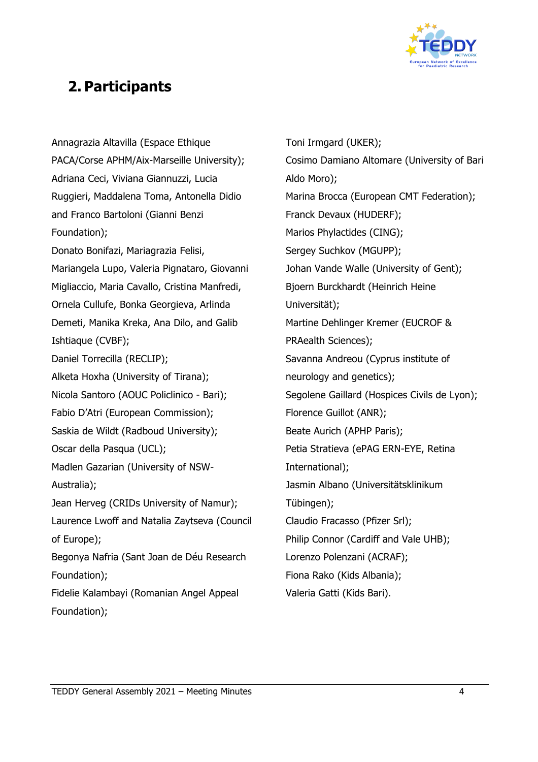## 2. Participants

Annagrazia Altavilla (Espace Ethique PACA/Corse APHM/Aix-Marseille University);
Adriana Ceci, Viviana Giannuzzi, Lucia Ruggieri, Maddalena Toma, Antonella Didio and Franco Bartoloni (Gianni Benzi Foundation);
Donato Bonifazi, Mariagrazia Felisi, Mariangela Lupo, Valeria Pignataro, Giovanni Migliaccio, Maria Cavallo, Cristina Manfredi, Ornela Cullufe, Bonka Georgieva, Arlinda Demeti, Manika Kreka, Ana Dilo, and Galib Ishtiaque (CVBF);
Daniel Torrecilla (RECLIP);
Alketa Hoxha (University of Tirana);
Nicola Santoro (AOUC Policlinico - Bari);
Fabio D'Atri (European Commission);
Saskia de Wildt (Radboud University);
Oscar della Pasqua (UCL);
Madlen Gazarian (University of NSW-Australia);
Jean Herveg (CRIDs University of Namur);
Laurence Lwoff and Natalia Zaytseva (Council of Europe);
Begonya Nafria (Sant Joan de Déu Research Foundation);
Fidelie Kalambayi (Romanian Angel Appeal Foundation);
Toni Irmgard (UKER);
Cosimo Damiano Altomare (University of Bari Aldo Moro);
Marina Brocca (European CMT Federation);
Franck Devaux (HUDERF);
Marios Phylactides (CING);
Sergey Suchkov (MGUPP);
Johan Vande Walle (University of Gent);
Bjoern Burckhardt (Heinrich Heine Universität);
Martine Dehlinger Kremer (EUCROF & PRAealth Sciences);
Savanna Andreou (Cyprus institute of neurology and genetics);
Segolene Gaillard (Hospices Civils de Lyon);
Florence Guillot (ANR);
Beate Aurich (APHP Paris);
Petia Stratieva (ePAG ERN-EYE, Retina International);
Jasmin Albano (Universitätsklinikum Tübingen);
Claudio Fracasso (Pfizer Srl);
Philip Connor (Cardiff and Vale UHB);
Lorenzo Polenzani (ACRAF);
Fiona Rako (Kids Albania);
Valeria Gatti (Kids Bari).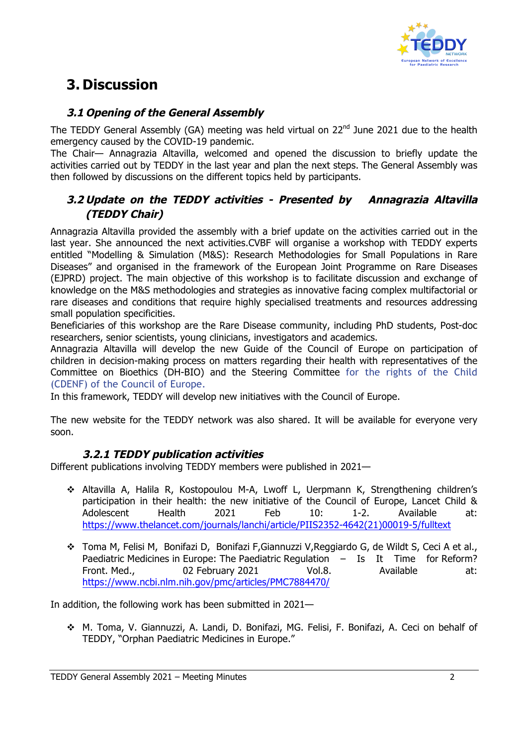# 3. Discussion

## *3.1 Opening of the General Assembly*

The TEDDY General Assembly (GA) meeting was held virtual on 22nd June 2021 due to the health emergency caused by the COVID-19 pandemic.
The Chair— Annagrazia Altavilla, welcomed and opened the discussion to briefly update the activities carried out by TEDDY in the last year and plan the next steps. The General Assembly was then followed by discussions on the different topics held by participants.

## *3.2 Update on the TEDDY activities - Presented by Annagrazia Altavilla (TEDDY Chair)*

Annagrazia Altavilla provided the assembly with a brief update on the activities carried out in the last year. She announced the next activities.CVBF will organise a workshop with TEDDY experts entitled "Modelling & Simulation (M&S): Research Methodologies for Small Populations in Rare Diseases" and organised in the framework of the European Joint Programme on Rare Diseases (EJPRD) project. The main objective of this workshop is to facilitate discussion and exchange of knowledge on the M&S methodologies and strategies as innovative facing complex multifactorial or rare diseases and conditions that require highly specialised treatments and resources addressing small population specificities.
Beneficiaries of this workshop are the Rare Disease community, including PhD students, Post-doc researchers, senior scientists, young clinicians, investigators and academics.
Annagrazia Altavilla will develop the new Guide of the Council of Europe on participation of children in decision-making process on matters regarding their health with representatives of the Committee on Bioethics (DH-BIO) and the Steering Committee for the rights of the Child (CDENF) of the Council of Europe.
In this framework, TEDDY will develop new initiatives with the Council of Europe.

The new website for the TEDDY network was also shared. It will be available for everyone very soon.

### *3.2.1 TEDDY publication activities*

Different publications involving TEDDY members were published in 2021—

- Altavilla A, Halila R, Kostopoulou M-A, Lwoff L, Uerpmann K, Strengthening children's participation in their health: the new initiative of the Council of Europe, Lancet Child & Adolescent Health 2021 Feb 10: 1-2. Available at: https://www.thelancet.com/journals/lanchi/article/PIIS2352-4642(21)00019-5/fulltext

- Toma M, Felisi M, Bonifazi D, Bonifazi F,Giannuzzi V,Reggiardo G, de Wildt S, Ceci A et al., Paediatric Medicines in Europe: The Paediatric Regulation – Is It Time for Reform? Front. Med., 02 February 2021 Vol.8. Available at: https://www.ncbi.nlm.nih.gov/pmc/articles/PMC7884470/

In addition, the following work has been submitted in 2021—

- M. Toma, V. Giannuzzi, A. Landi, D. Bonifazi, MG. Felisi, F. Bonifazi, A. Ceci on behalf of TEDDY, "Orphan Paediatric Medicines in Europe."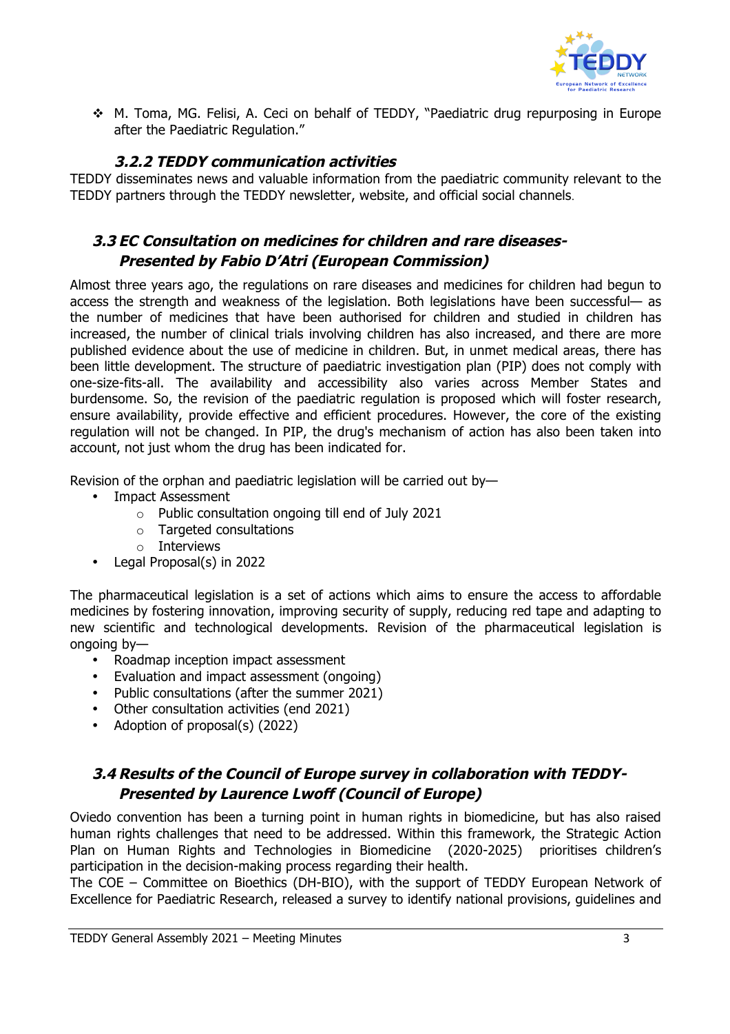❖ M. Toma, MG. Felisi, A. Ceci on behalf of TEDDY, "Paediatric drug repurposing in Europe after the Paediatric Regulation."

#### *3.2.2 TEDDY communication activities*

TEDDY disseminates news and valuable information from the paediatric community relevant to the TEDDY partners through the TEDDY newsletter, website, and official social channels.

### *3.3 EC Consultation on medicines for children and rare diseases- Presented by Fabio D'Atri (European Commission)*

Almost three years ago, the regulations on rare diseases and medicines for children had begun to access the strength and weakness of the legislation. Both legislations have been successful— as the number of medicines that have been authorised for children and studied in children has increased, the number of clinical trials involving children has also increased, and there are more published evidence about the use of medicine in children. But, in unmet medical areas, there has been little development. The structure of paediatric investigation plan (PIP) does not comply with one-size-fits-all. The availability and accessibility also varies across Member States and burdensome. So, the revision of the paediatric regulation is proposed which will foster research, ensure availability, provide effective and efficient procedures. However, the core of the existing regulation will not be changed. In PIP, the drug's mechanism of action has also been taken into account, not just whom the drug has been indicated for.

Revision of the orphan and paediatric legislation will be carried out by—

- Impact Assessment
  - Public consultation ongoing till end of July 2021
  - Targeted consultations
  - Interviews
- Legal Proposal(s) in 2022

The pharmaceutical legislation is a set of actions which aims to ensure the access to affordable medicines by fostering innovation, improving security of supply, reducing red tape and adapting to new scientific and technological developments. Revision of the pharmaceutical legislation is ongoing by—

- Roadmap inception impact assessment
- Evaluation and impact assessment (ongoing)
- Public consultations (after the summer 2021)
- Other consultation activities (end 2021)
- Adoption of proposal(s) (2022)

### *3.4 Results of the Council of Europe survey in collaboration with TEDDY- Presented by Laurence Lwoff (Council of Europe)*

Oviedo convention has been a turning point in human rights in biomedicine, but has also raised human rights challenges that need to be addressed. Within this framework, the Strategic Action Plan on Human Rights and Technologies in Biomedicine (2020-2025) prioritises children's participation in the decision-making process regarding their health.

The COE – Committee on Bioethics (DH-BIO), with the support of TEDDY European Network of Excellence for Paediatric Research, released a survey to identify national provisions, guidelines and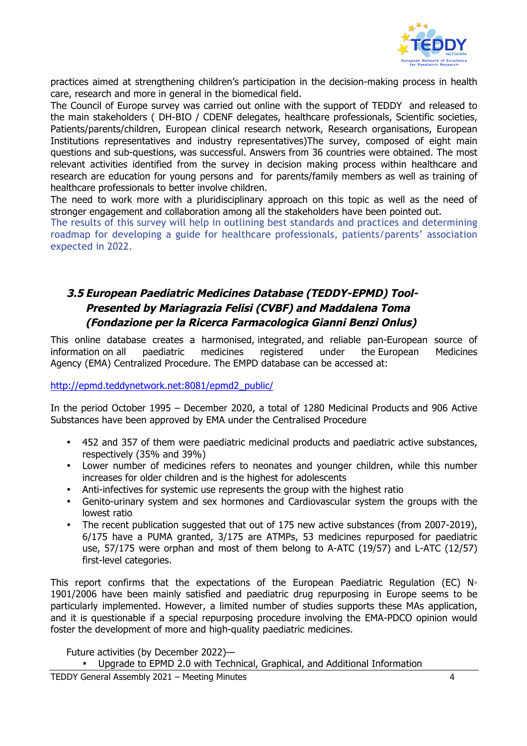practices aimed at strengthening children's participation in the decision-making process in health care, research and more in general in the biomedical field.

The Council of Europe survey was carried out online with the support of TEDDY and released to the main stakeholders ( DH-BIO / CDENF delegates, healthcare professionals, Scientific societies, Patients/parents/children, European clinical research network, Research organisations, European Institutions representatives and industry representatives)The survey, composed of eight main questions and sub-questions, was successful. Answers from 36 countries were obtained. The most relevant activities identified from the survey in decision making process within healthcare and research are education for young persons and for parents/family members as well as training of healthcare professionals to better involve children.

The need to work more with a pluridisciplinary approach on this topic as well as the need of stronger engagement and collaboration among all the stakeholders have been pointed out.

The results of this survey will help in outlining best standards and practices and determining roadmap for developing a guide for healthcare professionals, patients/parents' association expected in 2022.

### *3.5 European Paediatric Medicines Database (TEDDY-EPMD) Tool- Presented by Mariagrazia Felisi (CVBF) and Maddalena Toma (Fondazione per la Ricerca Farmacologica Gianni Benzi Onlus)*

This online database creates a harmonised, integrated, and reliable pan-European source of information on all paediatric medicines registered under the European Medicines Agency (EMA) Centralized Procedure. The EMPD database can be accessed at:

http://epmd.teddynetwork.net:8081/epmd2_public/

In the period October 1995 – December 2020, a total of 1280 Medicinal Products and 906 Active Substances have been approved by EMA under the Centralised Procedure

- 452 and 357 of them were paediatric medicinal products and paediatric active substances, respectively (35% and 39%)
- Lower number of medicines refers to neonates and younger children, while this number increases for older children and is the highest for adolescents
- Anti-infectives for systemic use represents the group with the highest ratio
- Genito-urinary system and sex hormones and Cardiovascular system the groups with the lowest ratio
- The recent publication suggested that out of 175 new active substances (from 2007-2019), 6/175 have a PUMA granted, 3/175 are ATMPs, 53 medicines repurposed for paediatric use, 57/175 were orphan and most of them belong to A-ATC (19/57) and L-ATC (12/57) first-level categories.

This report confirms that the expectations of the European Paediatric Regulation (EC) N◦ 1901/2006 have been mainly satisfied and paediatric drug repurposing in Europe seems to be particularly implemented. However, a limited number of studies supports these MAs application, and it is questionable if a special repurposing procedure involving the EMA-PDCO opinion would foster the development of more and high-quality paediatric medicines.

Future activities (by December 2022)—

- Upgrade to EPMD 2.0 with Technical, Graphical, and Additional Information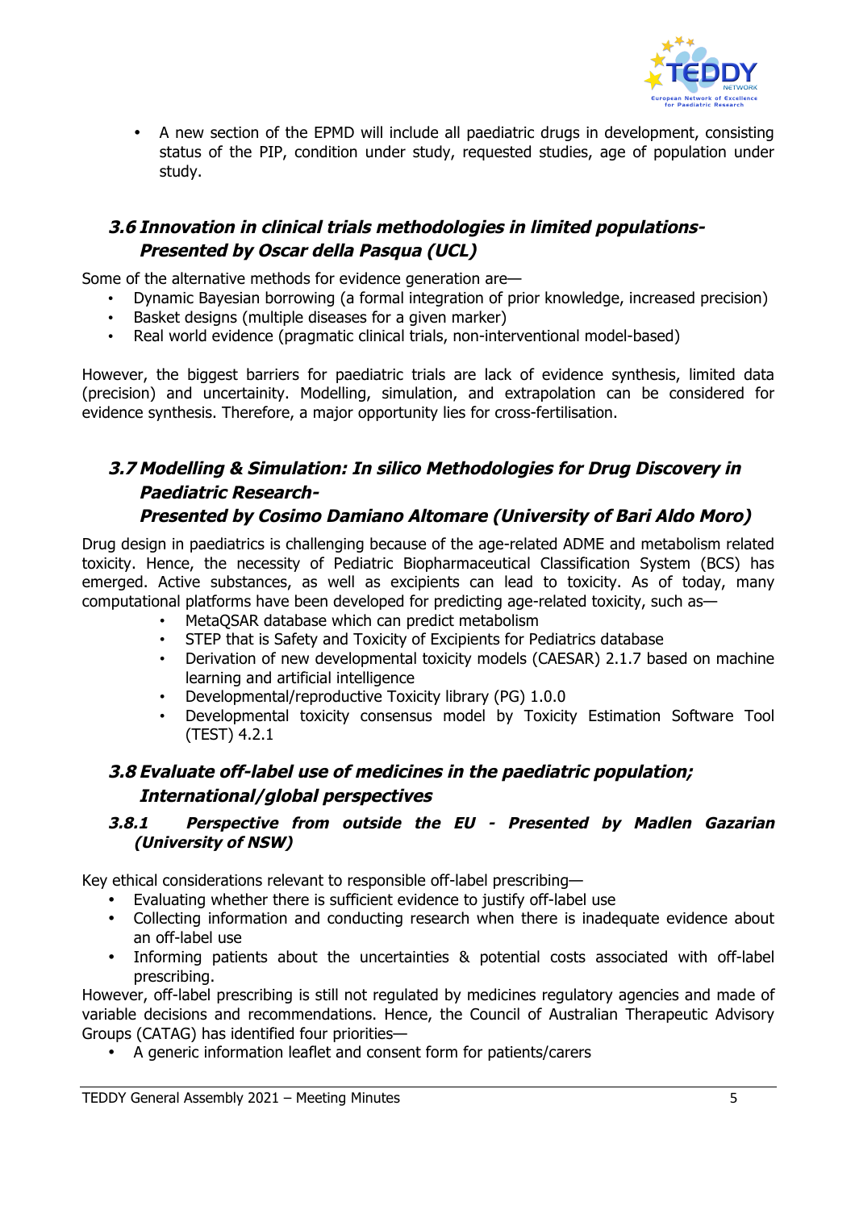- A new section of the EPMD will include all paediatric drugs in development, consisting status of the PIP, condition under study, requested studies, age of population under study.

## 3.6 Innovation in clinical trials methodologies in limited populations- Presented by Oscar della Pasqua (UCL)

Some of the alternative methods for evidence generation are—

- Dynamic Bayesian borrowing (a formal integration of prior knowledge, increased precision)
- Basket designs (multiple diseases for a given marker)
- Real world evidence (pragmatic clinical trials, non-interventional model-based)

However, the biggest barriers for paediatric trials are lack of evidence synthesis, limited data (precision) and uncertainity. Modelling, simulation, and extrapolation can be considered for evidence synthesis. Therefore, a major opportunity lies for cross-fertilisation.

## 3.7 Modelling & Simulation: In silico Methodologies for Drug Discovery in Paediatric Research- Presented by Cosimo Damiano Altomare (University of Bari Aldo Moro)

Drug design in paediatrics is challenging because of the age-related ADME and metabolism related toxicity. Hence, the necessity of Pediatric Biopharmaceutical Classification System (BCS) has emerged. Active substances, as well as excipients can lead to toxicity. As of today, many computational platforms have been developed for predicting age-related toxicity, such as—

- MetaQSAR database which can predict metabolism
- STEP that is Safety and Toxicity of Excipients for Pediatrics database
- Derivation of new developmental toxicity models (CAESAR) 2.1.7 based on machine learning and artificial intelligence
- Developmental/reproductive Toxicity library (PG) 1.0.0
- Developmental toxicity consensus model by Toxicity Estimation Software Tool (TEST) 4.2.1

## 3.8 Evaluate off-label use of medicines in the paediatric population; International/global perspectives

### 3.8.1 Perspective from outside the EU - Presented by Madlen Gazarian (University of NSW)

Key ethical considerations relevant to responsible off-label prescribing—

- Evaluating whether there is sufficient evidence to justify off-label use
- Collecting information and conducting research when there is inadequate evidence about an off-label use
- Informing patients about the uncertainties & potential costs associated with off-label prescribing.

However, off-label prescribing is still not regulated by medicines regulatory agencies and made of variable decisions and recommendations. Hence, the Council of Australian Therapeutic Advisory Groups (CATAG) has identified four priorities—

- A generic information leaflet and consent form for patients/carers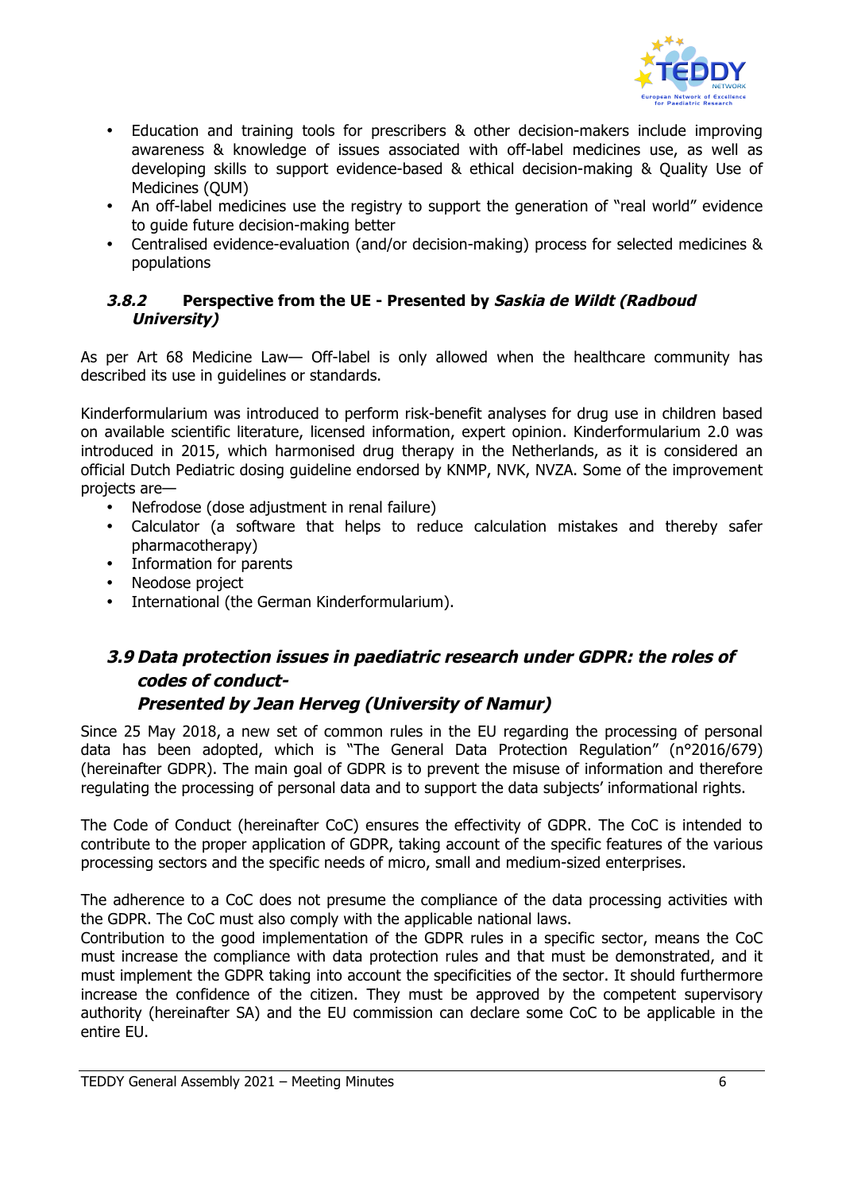- Education and training tools for prescribers & other decision-makers include improving awareness & knowledge of issues associated with off-label medicines use, as well as developing skills to support evidence-based & ethical decision-making & Quality Use of Medicines (QUM)
- An off-label medicines use the registry to support the generation of "real world" evidence to guide future decision-making better
- Centralised evidence-evaluation (and/or decision-making) process for selected medicines & populations

#### *3.8.2* **Perspective from the UE - Presented by *Saskia de Wildt (Radboud University)***

As per Art 68 Medicine Law— Off-label is only allowed when the healthcare community has described its use in guidelines or standards.

Kinderformularium was introduced to perform risk-benefit analyses for drug use in children based on available scientific literature, licensed information, expert opinion. Kinderformularium 2.0 was introduced in 2015, which harmonised drug therapy in the Netherlands, as it is considered an official Dutch Pediatric dosing guideline endorsed by KNMP, NVK, NVZA. Some of the improvement projects are—

- Nefrodose (dose adjustment in renal failure)
- Calculator (a software that helps to reduce calculation mistakes and thereby safer pharmacotherapy)
- Information for parents
- Neodose project
- International (the German Kinderformularium).

### *3.9 Data protection issues in paediatric research under GDPR: the roles of codes of conduct- Presented by Jean Herveg (University of Namur)*

Since 25 May 2018, a new set of common rules in the EU regarding the processing of personal data has been adopted, which is "The General Data Protection Regulation" (n°2016/679) (hereinafter GDPR). The main goal of GDPR is to prevent the misuse of information and therefore regulating the processing of personal data and to support the data subjects' informational rights.

The Code of Conduct (hereinafter CoC) ensures the effectivity of GDPR. The CoC is intended to contribute to the proper application of GDPR, taking account of the specific features of the various processing sectors and the specific needs of micro, small and medium-sized enterprises.

The adherence to a CoC does not presume the compliance of the data processing activities with the GDPR. The CoC must also comply with the applicable national laws.
Contribution to the good implementation of the GDPR rules in a specific sector, means the CoC must increase the compliance with data protection rules and that must be demonstrated, and it must implement the GDPR taking into account the specificities of the sector. It should furthermore increase the confidence of the citizen. They must be approved by the competent supervisory authority (hereinafter SA) and the EU commission can declare some CoC to be applicable in the entire EU.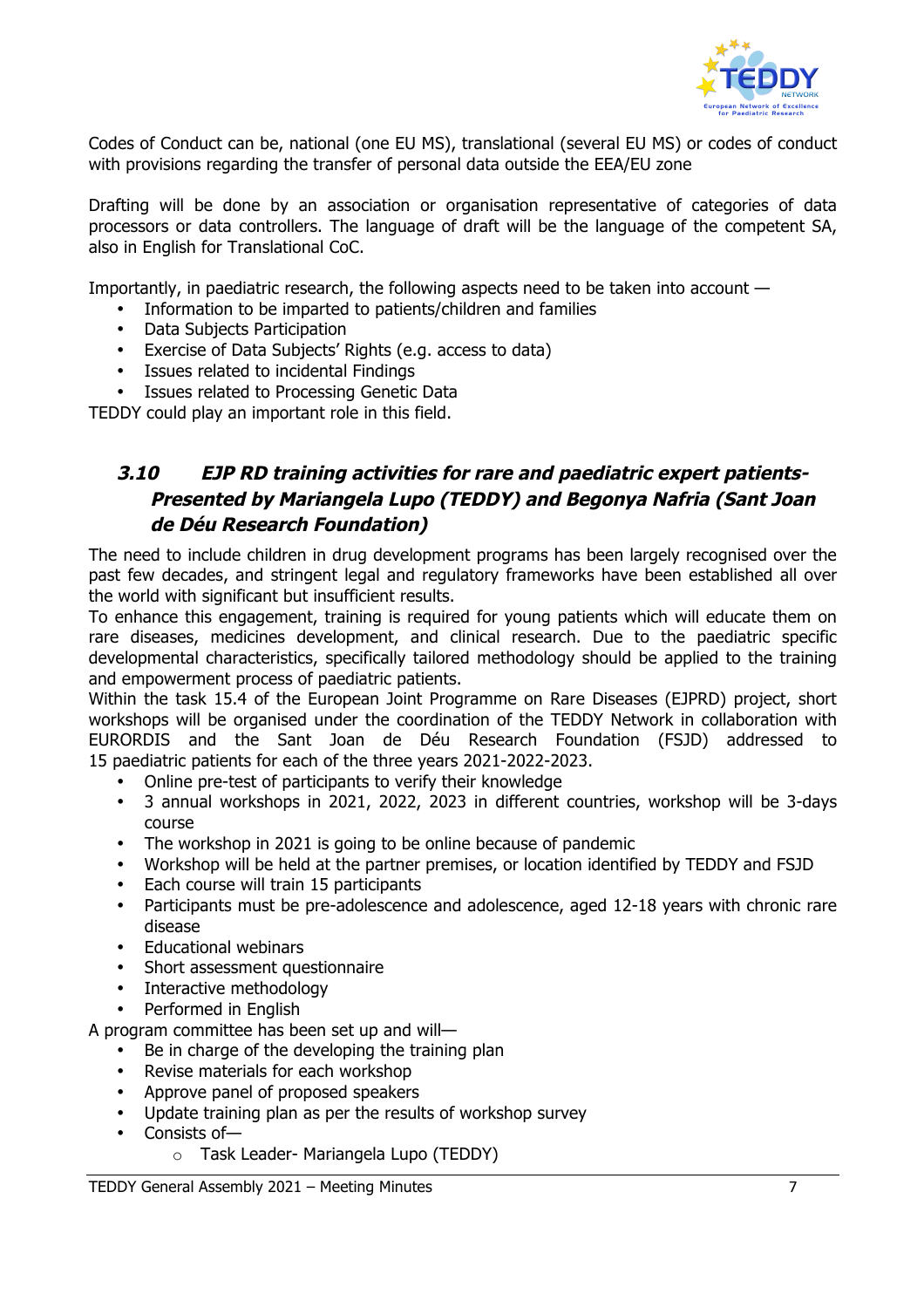Codes of Conduct can be, national (one EU MS), translational (several EU MS) or codes of conduct with provisions regarding the transfer of personal data outside the EEA/EU zone

Drafting will be done by an association or organisation representative of categories of data processors or data controllers. The language of draft will be the language of the competent SA, also in English for Translational CoC.

Importantly, in paediatric research, the following aspects need to be taken into account —

- Information to be imparted to patients/children and families
- Data Subjects Participation
- Exercise of Data Subjects' Rights (e.g. access to data)
- Issues related to incidental Findings
- Issues related to Processing Genetic Data

TEDDY could play an important role in this field.

### *3.10 EJP RD training activities for rare and paediatric expert patients-Presented by Mariangela Lupo (TEDDY) and Begonya Nafria (Sant Joan de Déu Research Foundation)*

The need to include children in drug development programs has been largely recognised over the past few decades, and stringent legal and regulatory frameworks have been established all over the world with significant but insufficient results.

To enhance this engagement, training is required for young patients which will educate them on rare diseases, medicines development, and clinical research. Due to the paediatric specific developmental characteristics, specifically tailored methodology should be applied to the training and empowerment process of paediatric patients.

Within the task 15.4 of the European Joint Programme on Rare Diseases (EJPRD) project, short workshops will be organised under the coordination of the TEDDY Network in collaboration with EURORDIS and the Sant Joan de Déu Research Foundation (FSJD) addressed to 15 paediatric patients for each of the three years 2021-2022-2023.

- Online pre-test of participants to verify their knowledge
- 3 annual workshops in 2021, 2022, 2023 in different countries, workshop will be 3-days course
- The workshop in 2021 is going to be online because of pandemic
- Workshop will be held at the partner premises, or location identified by TEDDY and FSJD
- Each course will train 15 participants
- Participants must be pre-adolescence and adolescence, aged 12-18 years with chronic rare disease
- Educational webinars
- Short assessment questionnaire
- Interactive methodology
- Performed in English

A program committee has been set up and will—

- Be in charge of the developing the training plan
- Revise materials for each workshop
- Approve panel of proposed speakers
- Update training plan as per the results of workshop survey
- Consists of—
  - Task Leader- Mariangela Lupo (TEDDY)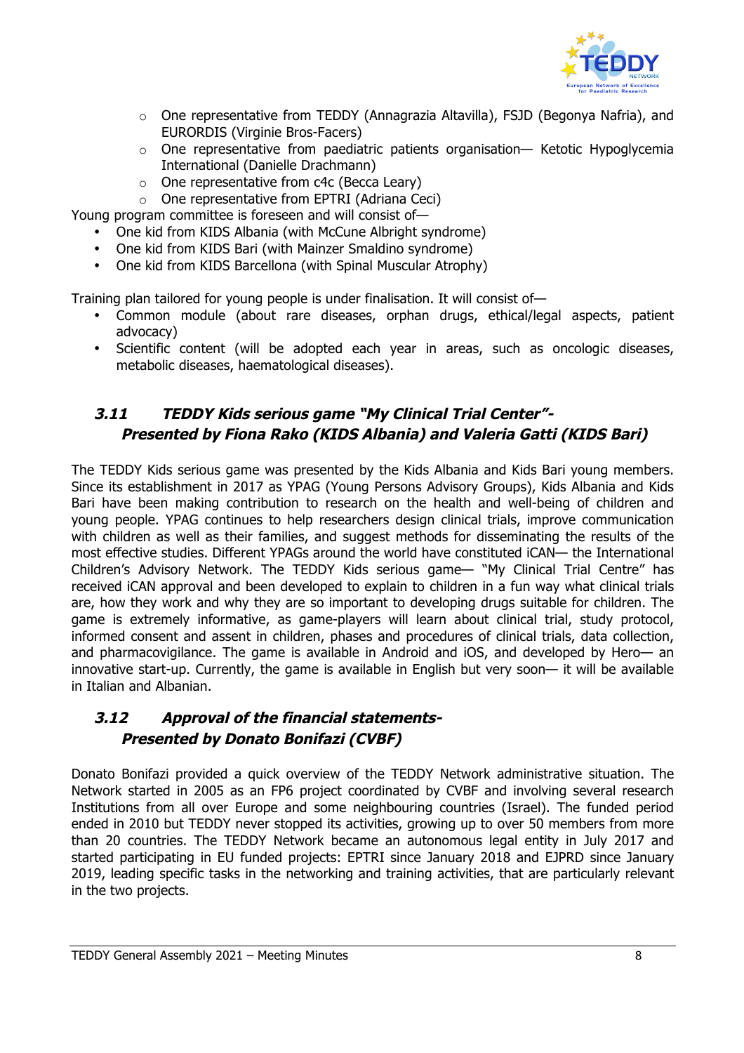- One representative from TEDDY (Annagrazia Altavilla), FSJD (Begonya Nafria), and EURORDIS (Virginie Bros-Facers)
  - One representative from paediatric patients organisation— Ketotic Hypoglycemia International (Danielle Drachmann)
  - One representative from c4c (Becca Leary)
  - One representative from EPTRI (Adriana Ceci)

Young program committee is foreseen and will consist of—

- One kid from KIDS Albania (with McCune Albright syndrome)
- One kid from KIDS Bari (with Mainzer Smaldino syndrome)
- One kid from KIDS Barcellona (with Spinal Muscular Atrophy)

Training plan tailored for young people is under finalisation. It will consist of—

- Common module (about rare diseases, orphan drugs, ethical/legal aspects, patient advocacy)
- Scientific content (will be adopted each year in areas, such as oncologic diseases, metabolic diseases, haematological diseases).

### *3.11 TEDDY Kids serious game "My Clinical Trial Center"- Presented by Fiona Rako (KIDS Albania) and Valeria Gatti (KIDS Bari)*

The TEDDY Kids serious game was presented by the Kids Albania and Kids Bari young members. Since its establishment in 2017 as YPAG (Young Persons Advisory Groups), Kids Albania and Kids Bari have been making contribution to research on the health and well-being of children and young people. YPAG continues to help researchers design clinical trials, improve communication with children as well as their families, and suggest methods for disseminating the results of the most effective studies. Different YPAGs around the world have constituted iCAN— the International Children's Advisory Network. The TEDDY Kids serious game— "My Clinical Trial Centre" has received iCAN approval and been developed to explain to children in a fun way what clinical trials are, how they work and why they are so important to developing drugs suitable for children. The game is extremely informative, as game-players will learn about clinical trial, study protocol, informed consent and assent in children, phases and procedures of clinical trials, data collection, and pharmacovigilance. The game is available in Android and iOS, and developed by Hero— an innovative start-up. Currently, the game is available in English but very soon— it will be available in Italian and Albanian.

### *3.12 Approval of the financial statements- Presented by Donato Bonifazi (CVBF)*

Donato Bonifazi provided a quick overview of the TEDDY Network administrative situation. The Network started in 2005 as an FP6 project coordinated by CVBF and involving several research Institutions from all over Europe and some neighbouring countries (Israel). The funded period ended in 2010 but TEDDY never stopped its activities, growing up to over 50 members from more than 20 countries. The TEDDY Network became an autonomous legal entity in July 2017 and started participating in EU funded projects: EPTRI since January 2018 and EJPRD since January 2019, leading specific tasks in the networking and training activities, that are particularly relevant in the two projects.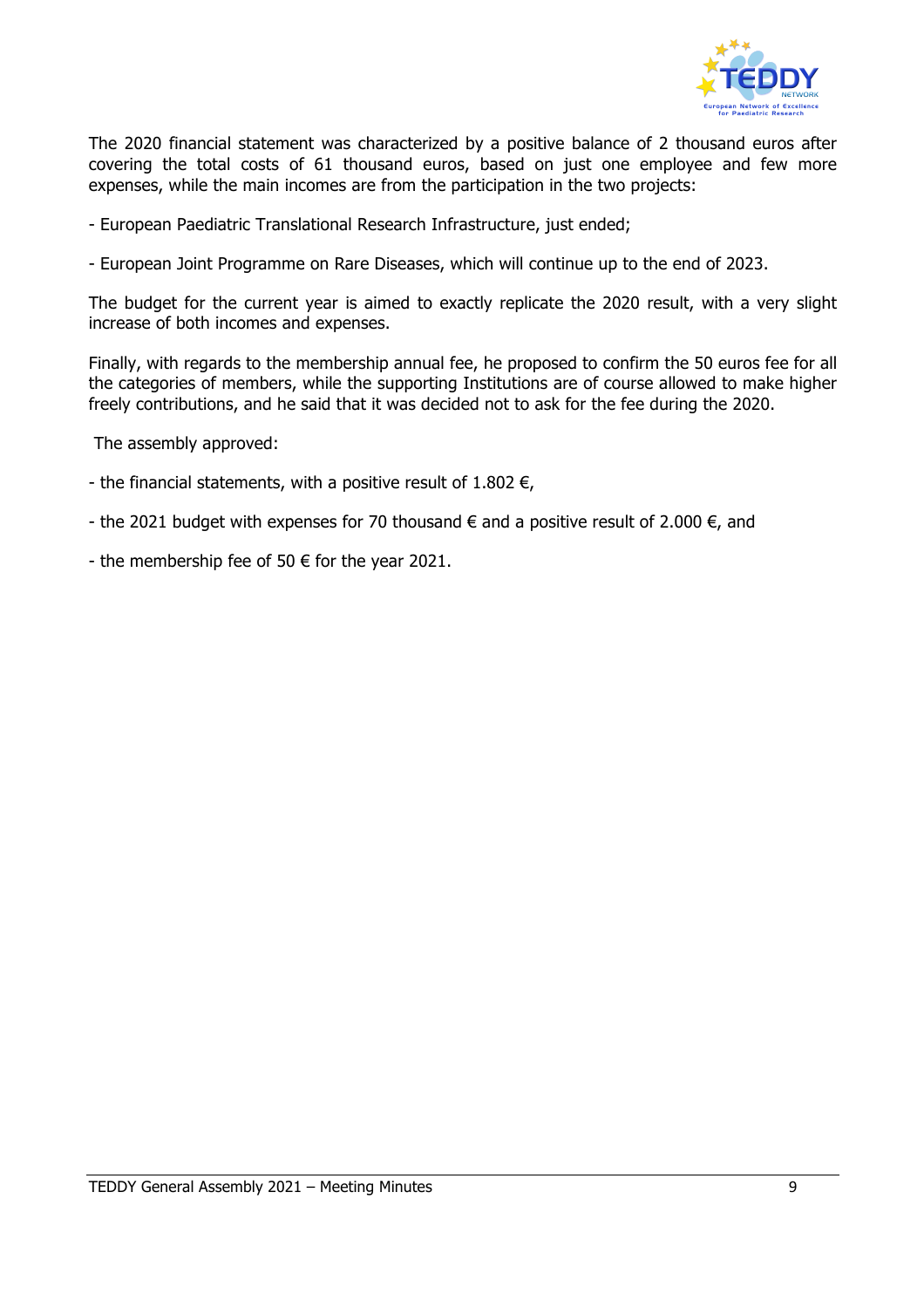The 2020 financial statement was characterized by a positive balance of 2 thousand euros after covering the total costs of 61 thousand euros, based on just one employee and few more expenses, while the main incomes are from the participation in the two projects:

- European Paediatric Translational Research Infrastructure, just ended;

- European Joint Programme on Rare Diseases, which will continue up to the end of 2023.

The budget for the current year is aimed to exactly replicate the 2020 result, with a very slight increase of both incomes and expenses.

Finally, with regards to the membership annual fee, he proposed to confirm the 50 euros fee for all the categories of members, while the supporting Institutions are of course allowed to make higher freely contributions, and he said that it was decided not to ask for the fee during the 2020.

The assembly approved:

- the financial statements, with a positive result of 1.802 €,

- the 2021 budget with expenses for 70 thousand € and a positive result of 2.000 €, and

- the membership fee of 50 € for the year 2021.